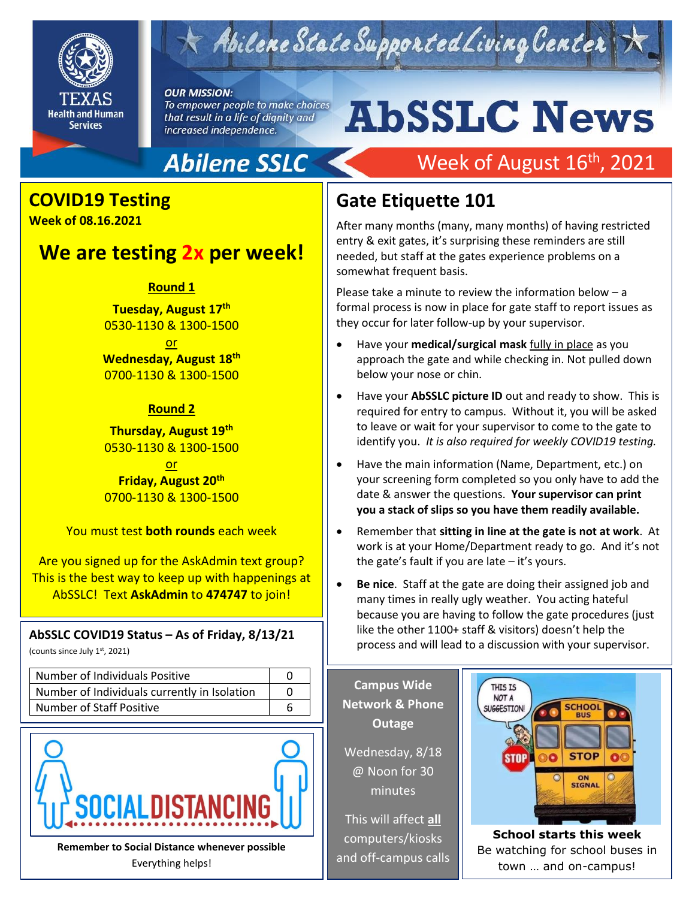# AbSSLC News

Abilene State Supported Living Center

***OUR MISSION:***
*To empower people to make choices that result in a life of dignity and increased independence.*

**Abilene SSLC** — Week of August 16th, 2021

## COVID19 Testing

**Week of 08.16.2021**

### We are testing 2x per week!

**Round 1**

**Tuesday, August 17th**
0530-1130 & 1300-1500
or
**Wednesday, August 18th**
0700-1130 & 1300-1500

**Round 2**

**Thursday, August 19th**
0530-1130 & 1300-1500
or
**Friday, August 20th**
0700-1130 & 1300-1500

You must test **both rounds** each week

Are you signed up for the AskAdmin text group? This is the best way to keep up with happenings at AbSSLC! Text **AskAdmin** to **474747** to join!

### AbSSLC COVID19 Status – As of Friday, 8/13/21

(counts since July 1st, 2021)

| | |
|---|---|
| Number of Individuals Positive | 0 |
| Number of Individuals currently in Isolation | 0 |
| Number of Staff Positive | 6 |

SOCIAL DISTANCING

**Remember to Social Distance whenever possible**
Everything helps!

## Gate Etiquette 101

After many months (many, many months) of having restricted entry & exit gates, it's surprising these reminders are still needed, but staff at the gates experience problems on a somewhat frequent basis.

Please take a minute to review the information below – a formal process is now in place for gate staff to report issues as they occur for later follow-up by your supervisor.

- Have your **medical/surgical mask** fully in place as you approach the gate and while checking in. Not pulled down below your nose or chin.
- Have your **AbSSLC picture ID** out and ready to show. This is required for entry to campus. Without it, you will be asked to leave or wait for your supervisor to come to the gate to identify you. *It is also required for weekly COVID19 testing.*
- Have the main information (Name, Department, etc.) on your screening form completed so you only have to add the date & answer the questions. **Your supervisor can print you a stack of slips so you have them readily available.**
- Remember that **sitting in line at the gate is not at work**. At work is at your Home/Department ready to go. And it's not the gate's fault if you are late – it's yours.
- **Be nice**. Staff at the gate are doing their assigned job and many times in really ugly weather. You acting hateful because you are having to follow the gate procedures (just like the other 1100+ staff & visitors) doesn't help the process and will lead to a discussion with your supervisor.

**Campus Wide Network & Phone Outage**

Wednesday, 8/18 @ Noon for 30 minutes

This will affect **all** computers/kiosks and off-campus calls

**School starts this week**
Be watching for school buses in town … and on-campus!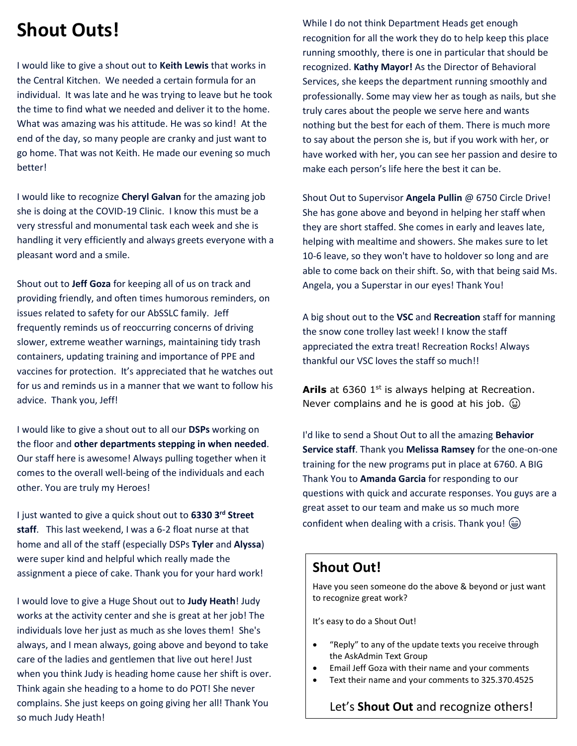# Shout Outs!

I would like to give a shout out to **Keith Lewis** that works in the Central Kitchen. We needed a certain formula for an individual. It was late and he was trying to leave but he took the time to find what we needed and deliver it to the home. What was amazing was his attitude. He was so kind! At the end of the day, so many people are cranky and just want to go home. That was not Keith. He made our evening so much better!

I would like to recognize **Cheryl Galvan** for the amazing job she is doing at the COVID-19 Clinic. I know this must be a very stressful and monumental task each week and she is handling it very efficiently and always greets everyone with a pleasant word and a smile.

Shout out to **Jeff Goza** for keeping all of us on track and providing friendly, and often times humorous reminders, on issues related to safety for our AbSSLC family. Jeff frequently reminds us of reoccurring concerns of driving slower, extreme weather warnings, maintaining tidy trash containers, updating training and importance of PPE and vaccines for protection. It's appreciated that he watches out for us and reminds us in a manner that we want to follow his advice. Thank you, Jeff!

I would like to give a shout out to all our **DSPs** working on the floor and **other departments stepping in when needed**. Our staff here is awesome! Always pulling together when it comes to the overall well-being of the individuals and each other. You are truly my Heroes!

I just wanted to give a quick shout out to **6330 3rd Street staff**. This last weekend, I was a 6-2 float nurse at that home and all of the staff (especially DSPs **Tyler** and **Alyssa**) were super kind and helpful which really made the assignment a piece of cake. Thank you for your hard work!

I would love to give a Huge Shout out to **Judy Heath**! Judy works at the activity center and she is great at her job! The individuals love her just as much as she loves them! She's always, and I mean always, going above and beyond to take care of the ladies and gentlemen that live out here! Just when you think Judy is heading home cause her shift is over. Think again she heading to a home to do POT! She never complains. She just keeps on going giving her all! Thank You so much Judy Heath!

While I do not think Department Heads get enough recognition for all the work they do to help keep this place running smoothly, there is one in particular that should be recognized. **Kathy Mayor!** As the Director of Behavioral Services, she keeps the department running smoothly and professionally. Some may view her as tough as nails, but she truly cares about the people we serve here and wants nothing but the best for each of them. There is much more to say about the person she is, but if you work with her, or have worked with her, you can see her passion and desire to make each person's life here the best it can be.

Shout Out to Supervisor **Angela Pullin** @ 6750 Circle Drive! She has gone above and beyond in helping her staff when they are short staffed. She comes in early and leaves late, helping with mealtime and showers. She makes sure to let 10-6 leave, so they won't have to holdover so long and are able to come back on their shift. So, with that being said Ms. Angela, you a Superstar in our eyes! Thank You!

A big shout out to the **VSC** and **Recreation** staff for manning the snow cone trolley last week! I know the staff appreciated the extra treat! Recreation Rocks! Always thankful our VSC loves the staff so much!!

**Arils** at 6360 1st is always helping at Recreation. Never complains and he is good at his job. ☺

I'd like to send a Shout Out to all the amazing **Behavior Service staff**. Thank you **Melissa Ramsey** for the one-on-one training for the new programs put in place at 6760. A BIG Thank You to **Amanda Garcia** for responding to our questions with quick and accurate responses. You guys are a great asset to our team and make us so much more confident when dealing with a crisis. Thank you! 😁

## Shout Out!

Have you seen someone do the above & beyond or just want to recognize great work?

It's easy to do a Shout Out!

- "Reply" to any of the update texts you receive through the AskAdmin Text Group
- Email Jeff Goza with their name and your comments
- Text their name and your comments to 325.370.4525

Let's **Shout Out** and recognize others!